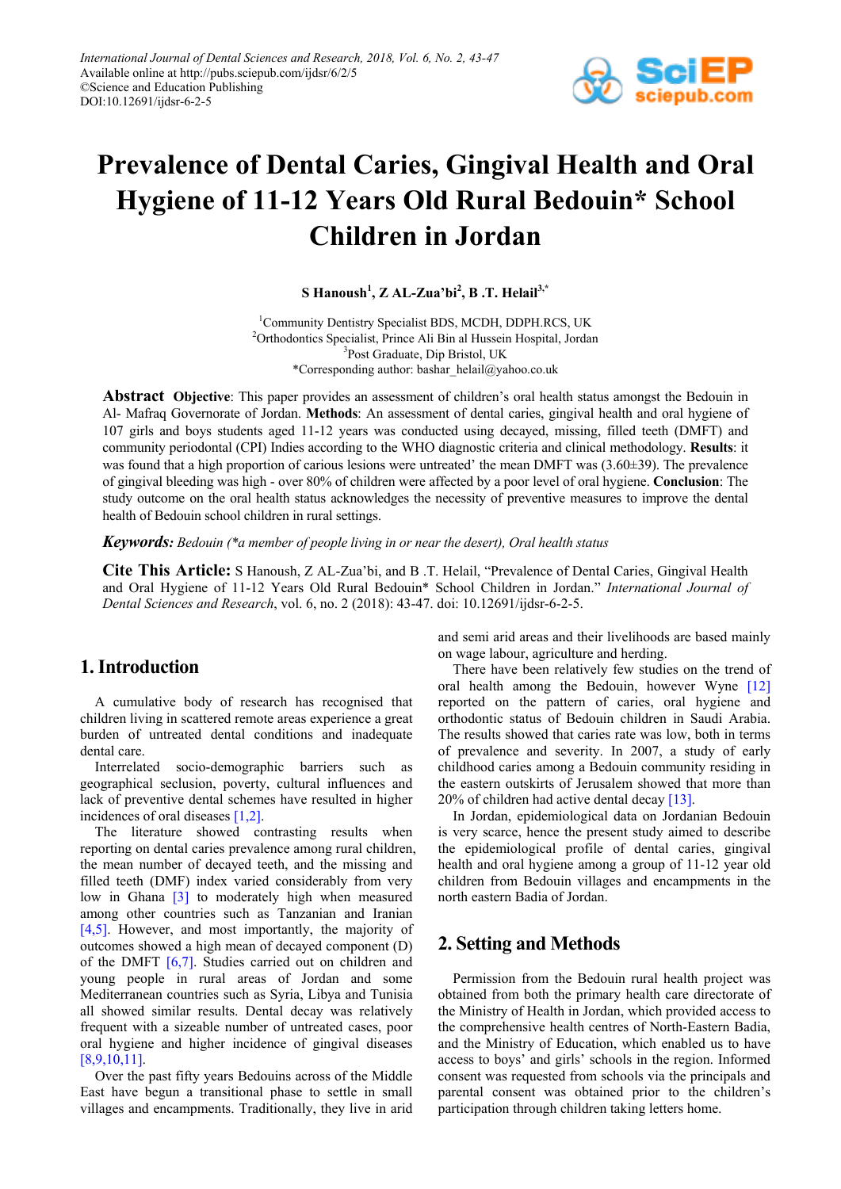# Prevalence of Dental Caries, Gingival Health and Oral Hygiene of 11-12 Years Old Rural Bedouin* School Children in Jordan

**S Hanoush[1], Z AL-Zua'bi[2], B .T. Helail[3,*]**

[1]Community Dentistry Specialist BDS, MCDH, DDPH.RCS, UK
[2]Orthodontics Specialist, Prince Ali Bin al Hussein Hospital, Jordan
[3]Post Graduate, Dip Bristol, UK
*Corresponding author: bashar_helail@yahoo.co.uk

**Abstract** **Objective**: This paper provides an assessment of children's oral health status amongst the Bedouin in Al- Mafraq Governorate of Jordan. **Methods**: An assessment of dental caries, gingival health and oral hygiene of 107 girls and boys students aged 11-12 years was conducted using decayed, missing, filled teeth (DMFT) and community periodontal (CPI) Indies according to the WHO diagnostic criteria and clinical methodology. **Results**: it was found that a high proportion of carious lesions were untreated' the mean DMFT was (3.60±39). The prevalence of gingival bleeding was high - over 80% of children were affected by a poor level of oral hygiene. **Conclusion**: The study outcome on the oral health status acknowledges the necessity of preventive measures to improve the dental health of Bedouin school children in rural settings.

***Keywords:*** *Bedouin (*a member of people living in or near the desert), Oral health status*

**Cite This Article:** S Hanoush, Z AL-Zua'bi, and B .T. Helail, "Prevalence of Dental Caries, Gingival Health and Oral Hygiene of 11-12 Years Old Rural Bedouin* School Children in Jordan." *International Journal of Dental Sciences and Research*, vol. 6, no. 2 (2018): 43-47. doi: 10.12691/ijdsr-6-2-5.

## 1. Introduction

A cumulative body of research has recognised that children living in scattered remote areas experience a great burden of untreated dental conditions and inadequate dental care.

Interrelated socio-demographic barriers such as geographical seclusion, poverty, cultural influences and lack of preventive dental schemes have resulted in higher incidences of oral diseases [1,2].

The literature showed contrasting results when reporting on dental caries prevalence among rural children, the mean number of decayed teeth, and the missing and filled teeth (DMF) index varied considerably from very low in Ghana [3] to moderately high when measured among other countries such as Tanzanian and Iranian [4,5]. However, and most importantly, the majority of outcomes showed a high mean of decayed component (D) of the DMFT [6,7]. Studies carried out on children and young people in rural areas of Jordan and some Mediterranean countries such as Syria, Libya and Tunisia all showed similar results. Dental decay was relatively frequent with a sizeable number of untreated cases, poor oral hygiene and higher incidence of gingival diseases [8,9,10,11].

Over the past fifty years Bedouins across of the Middle East have begun a transitional phase to settle in small villages and encampments. Traditionally, they live in arid and semi arid areas and their livelihoods are based mainly on wage labour, agriculture and herding.

There have been relatively few studies on the trend of oral health among the Bedouin, however Wyne [12] reported on the pattern of caries, oral hygiene and orthodontic status of Bedouin children in Saudi Arabia. The results showed that caries rate was low, both in terms of prevalence and severity. In 2007, a study of early childhood caries among a Bedouin community residing in the eastern outskirts of Jerusalem showed that more than 20% of children had active dental decay [13].

In Jordan, epidemiological data on Jordanian Bedouin is very scarce, hence the present study aimed to describe the epidemiological profile of dental caries, gingival health and oral hygiene among a group of 11-12 year old children from Bedouin villages and encampments in the north eastern Badia of Jordan.

## 2. Setting and Methods

Permission from the Bedouin rural health project was obtained from both the primary health care directorate of the Ministry of Health in Jordan, which provided access to the comprehensive health centres of North-Eastern Badia, and the Ministry of Education, which enabled us to have access to boys' and girls' schools in the region. Informed consent was requested from schools via the principals and parental consent was obtained prior to the children's participation through children taking letters home.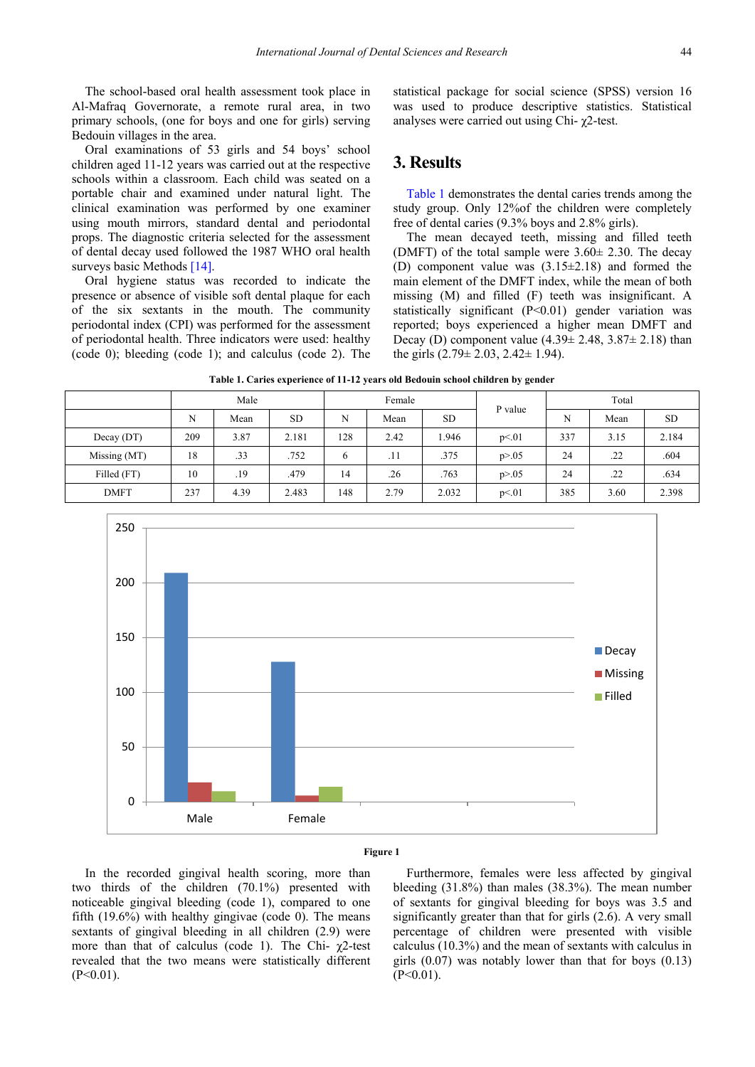The school-based oral health assessment took place in Al-Mafraq Governorate, a remote rural area, in two primary schools, (one for boys and one for girls) serving Bedouin villages in the area.

Oral examinations of 53 girls and 54 boys' school children aged 11-12 years was carried out at the respective schools within a classroom. Each child was seated on a portable chair and examined under natural light. The clinical examination was performed by one examiner using mouth mirrors, standard dental and periodontal props. The diagnostic criteria selected for the assessment of dental decay used followed the 1987 WHO oral health surveys basic Methods [14].

Oral hygiene status was recorded to indicate the presence or absence of visible soft dental plaque for each of the six sextants in the mouth. The community periodontal index (CPI) was performed for the assessment of periodontal health. Three indicators were used: healthy (code 0); bleeding (code 1); and calculus (code 2). The statistical package for social science (SPSS) version 16 was used to produce descriptive statistics. Statistical analyses were carried out using Chi- $\chi^2$-test.

## 3. Results

Table 1 demonstrates the dental caries trends among the study group. Only 12%of the children were completely free of dental caries (9.3% boys and 2.8% girls).

The mean decayed teeth, missing and filled teeth (DMFT) of the total sample were 3.60± 2.30. The decay (D) component value was (3.15±2.18) and formed the main element of the DMFT index, while the mean of both missing (M) and filled (F) teeth was insignificant. A statistically significant (P<0.01) gender variation was reported; boys experienced a higher mean DMFT and Decay (D) component value (4.39± 2.48, 3.87± 2.18) than the girls (2.79± 2.03, 2.42± 1.94).

**Table 1. Caries experience of 11-12 years old Bedouin school children by gender**

| | Male | | | Female | | | P value | Total | | |
|---|---|---|---|---|---|---|---|---|---|---|
| | N | Mean | SD | N | Mean | SD | | N | Mean | SD |
| Decay (DT) | 209 | 3.87 | 2.181 | 128 | 2.42 | 1.946 | p<.01 | 337 | 3.15 | 2.184 |
| Missing (MT) | 18 | .33 | .752 | 6 | .11 | .375 | p>.05 | 24 | .22 | .604 |
| Filled (FT) | 10 | .19 | .479 | 14 | .26 | .763 | p>.05 | 24 | .22 | .634 |
| DMFT | 237 | 4.39 | 2.483 | 148 | 2.79 | 2.032 | p<.01 | 385 | 3.60 | 2.398 |

**Figure 1**

In the recorded gingival health scoring, more than two thirds of the children (70.1%) presented with noticeable gingival bleeding (code 1), compared to one fifth (19.6%) with healthy gingivae (code 0). The means sextants of gingival bleeding in all children (2.9) were more than that of calculus (code 1). The Chi- $\chi^2$-test revealed that the two means were statistically different (P<0.01).

Furthermore, females were less affected by gingival bleeding (31.8%) than males (38.3%). The mean number of sextants for gingival bleeding for boys was 3.5 and significantly greater than that for girls (2.6). A very small percentage of children were presented with visible calculus (10.3%) and the mean of sextants with calculus in girls (0.07) was notably lower than that for boys (0.13) (P<0.01).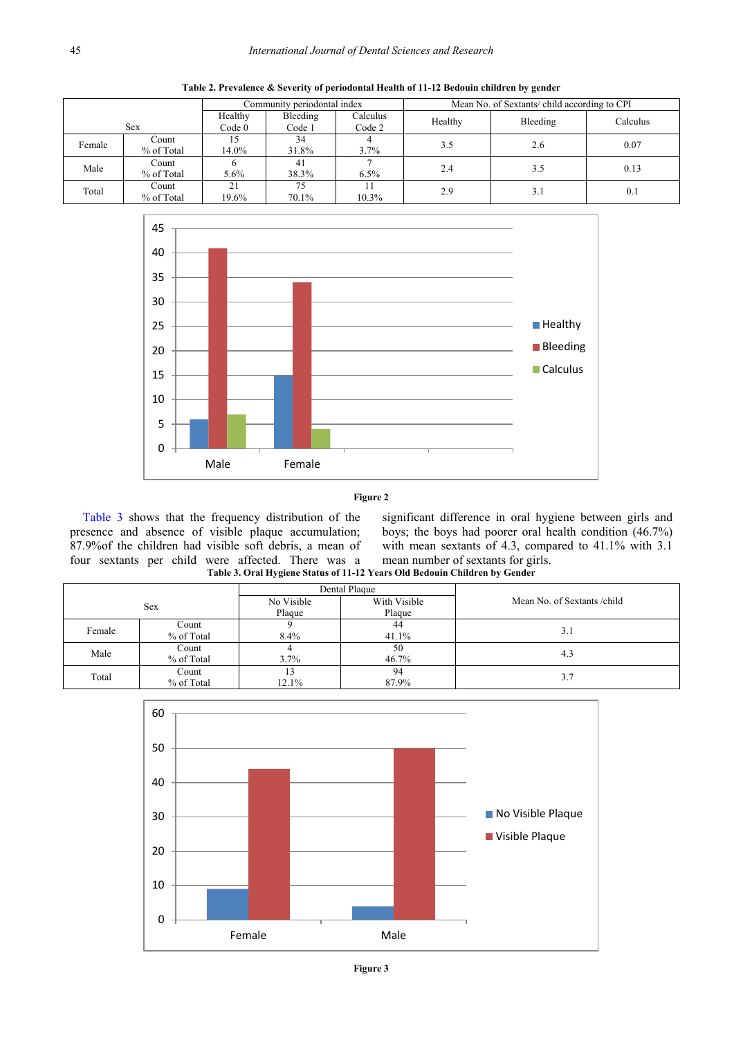**Table 2. Prevalence & Severity of periodontal Health of 11-12 Bedouin children by gender**

| Sex | | Community periodontal index | | | Mean No. of Sextants/ child according to CPI | | |
|---|---|---|---|---|---|---|---|
| | | Healthy Code 0 | Bleeding Code 1 | Calculus Code 2 | Healthy | Bleeding | Calculus |
| Female | Count<br>% of Total | 15<br>14.0% | 34<br>31.8% | 4<br>3.7% | 3.5 | 2.6 | 0.07 |
| Male | Count<br>% of Total | 6<br>5.6% | 41<br>38.3% | 7<br>6.5% | 2.4 | 3.5 | 0.13 |
| Total | Count<br>% of Total | 21<br>19.6% | 75<br>70.1% | 11<br>10.3% | 2.9 | 3.1 | 0.1 |

**Figure 2**

Table 3 shows that the frequency distribution of the presence and absence of visible plaque accumulation; 87.9%of the children had visible soft debris, a mean of four sextants per child were affected. There was a significant difference in oral hygiene between girls and boys; the boys had poorer oral health condition (46.7%) with mean sextants of 4.3, compared to 41.1% with 3.1 mean number of sextants for girls.

**Table 3. Oral Hygiene Status of 11-12 Years Old Bedouin Children by Gender**

| Sex | | Dental Plaque | | Mean No. of Sextants /child |
|---|---|---|---|---|
| | | No Visible Plaque | With Visible Plaque | |
| Female | Count<br>% of Total | 9<br>8.4% | 44<br>41.1% | 3.1 |
| Male | Count<br>% of Total | 4<br>3.7% | 50<br>46.7% | 4.3 |
| Total | Count<br>% of Total | 13<br>12.1% | 94<br>87.9% | 3.7 |

**Figure 3**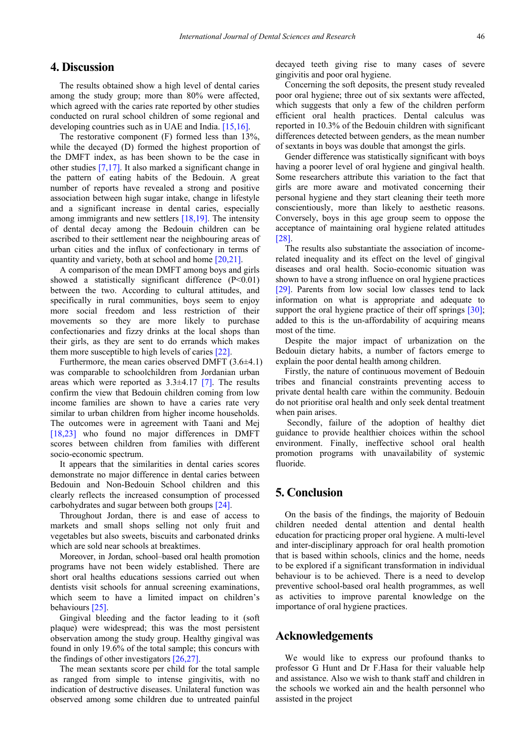## 4. Discussion

The results obtained show a high level of dental caries among the study group; more than 80% were affected, which agreed with the caries rate reported by other studies conducted on rural school children of some regional and developing countries such as in UAE and India. [15,16].

The restorative component (F) formed less than 13%, while the decayed (D) formed the highest proportion of the DMFT index, as has been shown to be the case in other studies [7,17]. It also marked a significant change in the pattern of eating habits of the Bedouin. A great number of reports have revealed a strong and positive association between high sugar intake, change in lifestyle and a significant increase in dental caries, especially among immigrants and new settlers [18,19]. The intensity of dental decay among the Bedouin children can be ascribed to their settlement near the neighbouring areas of urban cities and the influx of confectionary in terms of quantity and variety, both at school and home [20,21].

A comparison of the mean DMFT among boys and girls showed a statistically significant difference ($P<0.01$) between the two. According to cultural attitudes, and specifically in rural communities, boys seem to enjoy more social freedom and less restriction of their movements so they are more likely to purchase confectionaries and fizzy drinks at the local shops than their girls, as they are sent to do errands which makes them more susceptible to high levels of caries [22].

Furthermore, the mean caries observed DMFT (3.6±4.1) was comparable to schoolchildren from Jordanian urban areas which were reported as 3.3±4.17 [7]. The results confirm the view that Bedouin children coming from low income families are shown to have a caries rate very similar to urban children from higher income households. The outcomes were in agreement with Taani and Mej [18,23] who found no major differences in DMFT scores between children from families with different socio-economic spectrum.

It appears that the similarities in dental caries scores demonstrate no major difference in dental caries between Bedouin and Non-Bedouin School children and this clearly reflects the increased consumption of processed carbohydrates and sugar between both groups [24].

Throughout Jordan, there is and ease of access to markets and small shops selling not only fruit and vegetables but also sweets, biscuits and carbonated drinks which are sold near schools at breaktimes.

Moreover, in Jordan, school–based oral health promotion programs have not been widely established. There are short oral healths educations sessions carried out when dentists visit schools for annual screening examinations, which seem to have a limited impact on children's behaviours [25].

Gingival bleeding and the factor leading to it (soft plaque) were widespread; this was the most persistent observation among the study group. Healthy gingival was found in only 19.6% of the total sample; this concurs with the findings of other investigators [26,27].

The mean sextants score per child for the total sample as ranged from simple to intense gingivitis, with no indication of destructive diseases. Unilateral function was observed among some children due to untreated painful decayed teeth giving rise to many cases of severe gingivitis and poor oral hygiene.

Concerning the soft deposits, the present study revealed poor oral hygiene; three out of six sextants were affected, which suggests that only a few of the children perform efficient oral health practices. Dental calculus was reported in 10.3% of the Bedouin children with significant differences detected between genders, as the mean number of sextants in boys was double that amongst the girls.

Gender difference was statistically significant with boys having a poorer level of oral hygiene and gingival health. Some researchers attribute this variation to the fact that girls are more aware and motivated concerning their personal hygiene and they start cleaning their teeth more conscientiously, more than likely to aesthetic reasons. Conversely, boys in this age group seem to oppose the acceptance of maintaining oral hygiene related attitudes [28].

The results also substantiate the association of income-related inequality and its effect on the level of gingival diseases and oral health. Socio-economic situation was shown to have a strong influence on oral hygiene practices [29]. Parents from low social low classes tend to lack information on what is appropriate and adequate to support the oral hygiene practice of their off springs [30]; added to this is the un-affordability of acquiring means most of the time.

Despite the major impact of urbanization on the Bedouin dietary habits, a number of factors emerge to explain the poor dental health among children.

Firstly, the nature of continuous movement of Bedouin tribes and financial constraints preventing access to private dental health care within the community. Bedouin do not prioritise oral health and only seek dental treatment when pain arises.

Secondly, failure of the adoption of healthy diet guidance to provide healthier choices within the school environment. Finally, ineffective school oral health promotion programs with unavailability of systemic fluoride.

## 5. Conclusion

On the basis of the findings, the majority of Bedouin children needed dental attention and dental health education for practicing proper oral hygiene. A multi-level and inter-disciplinary approach for oral health promotion that is based within schools, clinics and the home, needs to be explored if a significant transformation in individual behaviour is to be achieved. There is a need to develop preventive school-based oral health programmes, as well as activities to improve parental knowledge on the importance of oral hygiene practices.

## Acknowledgements

We would like to express our profound thanks to professor G Hunt and Dr F.Hasa for their valuable help and assistance. Also we wish to thank staff and children in the schools we worked ain and the health personnel who assisted in the project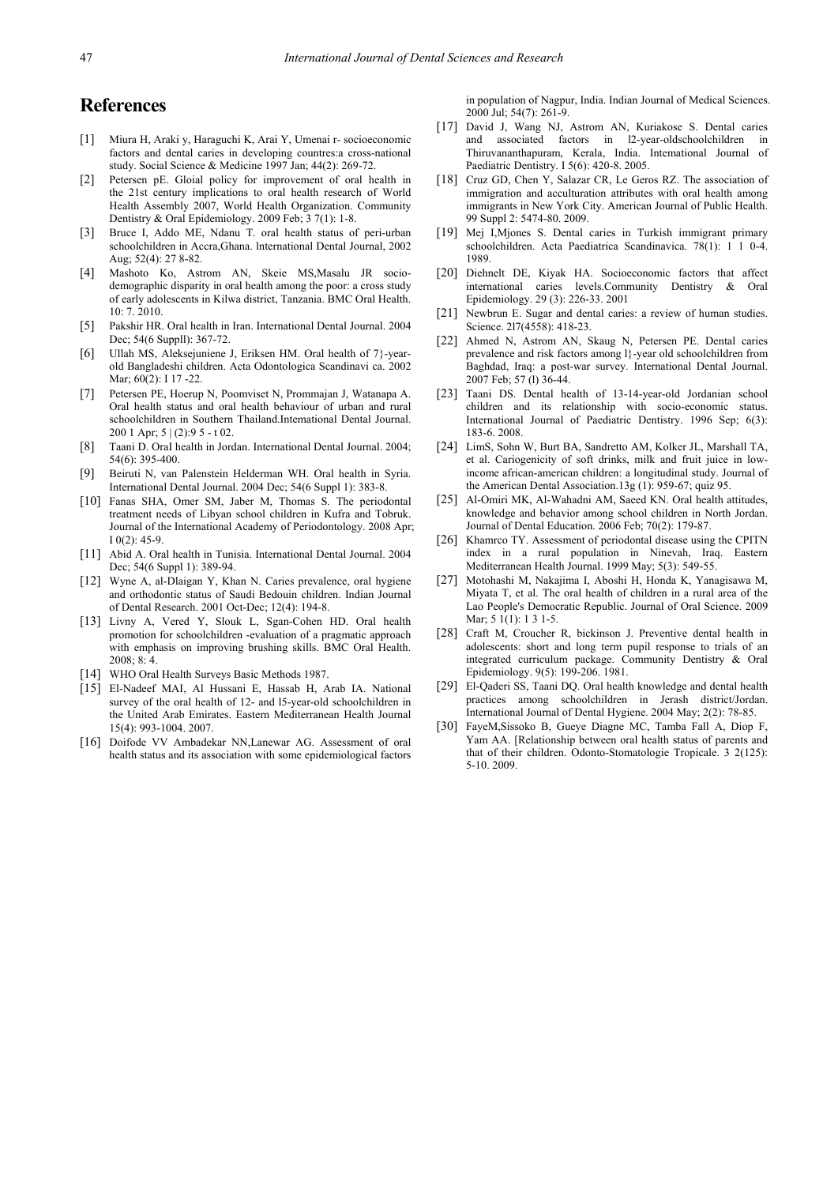# References

[1] Miura H, Araki y, Haraguchi K, Arai Y, Umenai r- socioeconomic factors and dental caries in developing countres:a cross-national study. Social Science & Medicine 1997 Jan; 44(2): 269-72.

[2] Petersen pE. Gloial policy for improvement of oral health in the 21st century implications to oral health research of World Health Assembly 2007, World Health Organization. Community Dentistry & Oral Epidemiology. 2009 Feb; 3 7(1): 1-8.

[3] Bruce I, Addo ME, Ndanu T. oral health status of peri-urban schoolchildren in Accra,Ghana. lnternational Dental Journal, 2002 Aug; 52(4): 27 8-82.

[4] Mashoto Ko, Astrom AN, Skeie MS,Masalu JR socio-demographic disparity in oral health among the poor: a cross study of early adolescents in Kilwa district, Tanzania. BMC Oral Health. 10: 7. 2010.

[5] Pakshir HR. Oral health in Iran. International Dental Journal. 2004 Dec; 54(6 Suppll): 367-72.

[6] Ullah MS, Aleksejuniene J, Eriksen HM. Oral health of 7}-year-old Bangladeshi children. Acta Odontologica Scandinavi ca. 2002 Mar; 60(2): I 17 -22.

[7] Petersen PE, Hoerup N, Poomviset N, Prommajan J, Watanapa A. Oral health status and oral health behaviour of urban and rural schoolchildren in Southern Thailand.Intemational Dental Journal. 200 1 Apr; 5 | (2):9 5 - t 02.

[8] Taani D. OraI health in Jordan. International Dental Journal. 2004; 54(6): 395-400.

[9] Beiruti N, van Palenstein Helderman WH. Oral health in Syria. International Dental Journal. 2004 Dec; 54(6 Suppl 1): 383-8.

[10] Fanas SHA, Omer SM, Jaber M, Thomas S. The periodontal treatment needs of Libyan school children in Kufra and Tobruk. Journal of the International Academy of Periodontology. 2008 Apr; I 0(2): 45-9.

[11] Abid A. Oral health in Tunisia. International Dental Journal. 2004 Dec; 54(6 Suppl 1): 389-94.

[12] Wyne A, al-Dlaigan Y, Khan N. Caries prevalence, oral hygiene and orthodontic status of Saudi Bedouin children. Indian Journal of Dental Research. 2001 Oct-Dec; 12(4): 194-8.

[13] Livny A, Vered Y, Slouk L, Sgan-Cohen HD. Oral health promotion for schoolchildren -evaluation of a pragmatic approach with emphasis on improving brushing skills. BMC Oral Health. 2008; 8: 4.

[14] WHO Oral Health Surveys Basic Methods 1987.

[15] El-Nadeef MAI, Al Hussani E, Hassab H, Arab IA. National survey of the oral health of 12- and l5-year-old schoolchildren in the United Arab Emirates. Eastern Mediterranean Health Journal 15(4): 993-1004. 2007.

[16] Doifode VV Ambadekar NN,Lanewar AG. Assessment of oral health status and its association with some epidemiological factors in population of Nagpur, India. Indian Journal of Medical Sciences. 2000 Jul; 54(7): 261-9.

[17] David J, Wang NJ, Astrom AN, Kuriakose S. Dental caries and associated factors in l2-year-oldschoolchildren in Thiruvananthapuram, Kerala, India. Intemational Journal of Paediatric Dentistry. I 5(6): 420-8. 2005.

[18] Cruz GD, Chen Y, Salazar CR, Le Geros RZ. The association of immigration and acculturation attributes with oral health among immigrants in New York City. American Journal of Public Health. 99 Suppl 2: 5474-80. 2009.

[19] Mej I,Mjones S. Dental caries in Turkish immigrant primary schoolchildren. Acta Paediatrica Scandinavica. 78(1): 1 1 0-4. 1989.

[20] Diehnelt DE, Kiyak HA. Socioeconomic factors that affect international caries levels.Community Dentistry & Oral Epidemiology. 29 (3): 226-33. 2001

[21] Newbrun E. Sugar and dental caries: a review of human studies. Science. 2l7(4558): 418-23.

[22] Ahmed N, Astrom AN, Skaug N, Petersen PE. Dental caries prevalence and risk factors among l}-year old schoolchildren from Baghdad, Iraq: a post-war survey. International Dental Journal. 2007 Feb; 57 (l) 36-44.

[23] Taani DS. Dental health of 13-14-year-old Jordanian school children and its relationship with socio-economic status. International Journal of Paediatric Dentistry. 1996 Sep; 6(3): 183-6. 2008.

[24] LimS, Sohn W, Burt BA, Sandretto AM, Kolker JL, Marshall TA, et al. Cariogenicity of soft drinks, milk and fruit juice in low-income african-american children: a longitudinal study. Journal of the American Dental Association.13g (1): 959-67; quiz 95.

[25] Al-Omiri MK, Al-Wahadni AM, Saeed KN. Oral health attitudes, knowledge and behavior among school children in North Jordan. Journal of Dental Education. 2006 Feb; 70(2): 179-87.

[26] Khamrco TY. Assessment of periodontal disease using the CPITN index in a rural population in Ninevah, Iraq. Eastern Mediterranean Health Journal. 1999 May; 5(3): 549-55.

[27] Motohashi M, Nakajima I, Aboshi H, Honda K, Yanagisawa M, Miyata T, et al. The oral health of children in a rural area of the Lao People's Democratic Republic. Journal of Oral Science. 2009 Mar; 5 1(1): 1 3 1-5.

[28] Craft M, Croucher R, bickinson J. Preventive dental health in adolescents: short and long term pupil response to trials of an integrated curriculum package. Community Dentistry & Oral Epidemiology. 9(5): 199-206. 1981.

[29] El-Qaderi SS, Taani DQ. Oral health knowledge and dental health practices among schoolchildren in Jerash district/Jordan. International Journal of Dental Hygiene. 2004 May; 2(2): 78-85.

[30] FayeM,Sissoko B, Gueye Diagne MC, Tamba Fall A, Diop F, Yam AA. [Relationship between oral health status of parents and that of their children. Odonto-Stomatologie Tropicale. 3 2(125): 5-10. 2009.